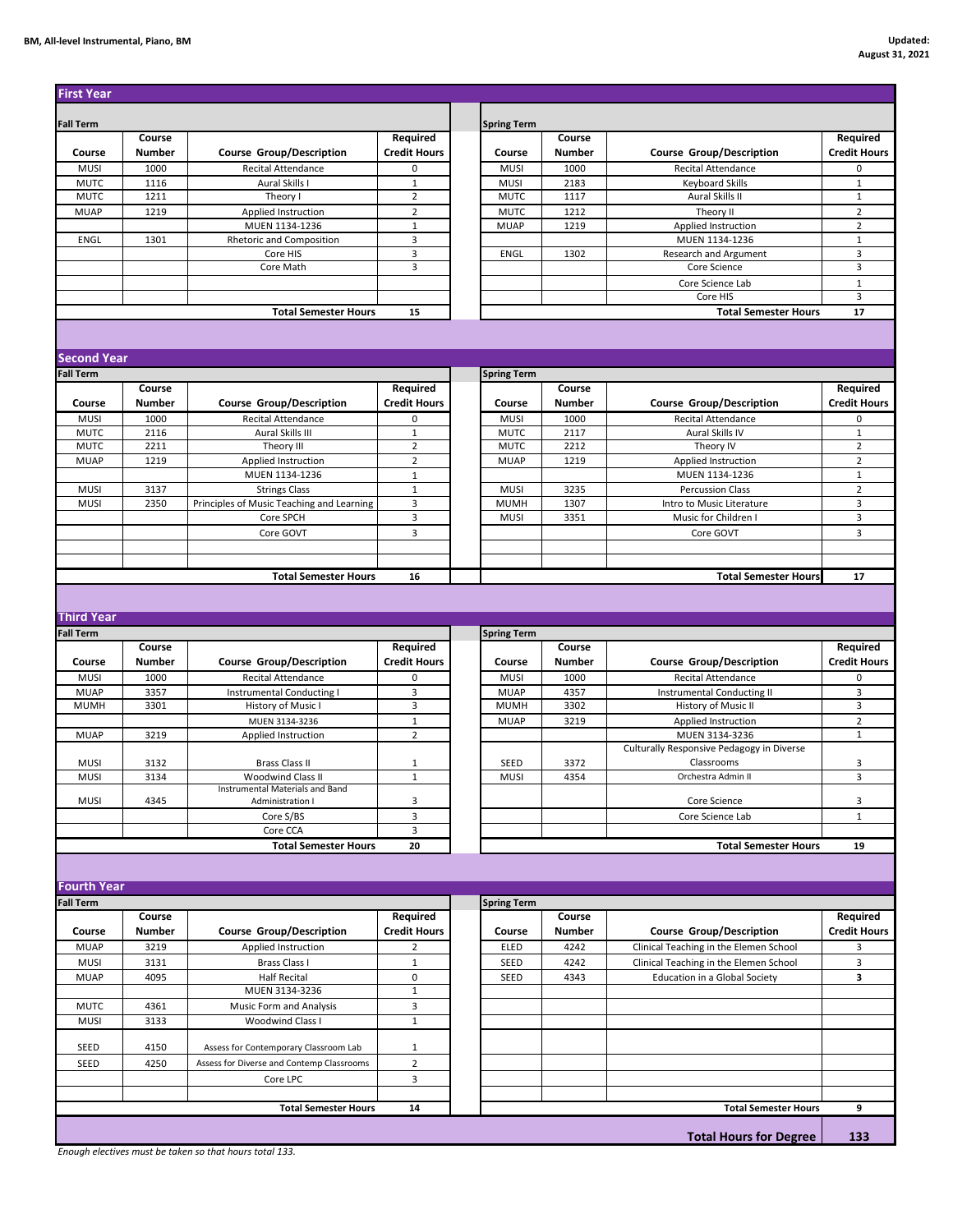BM, All-level Instrumental, Piano, BM

Updated: August 31, 2021

## First Year

| Fall Term | | | | | Spring Term | | | |
|---|---|---|---|---|---|---|---|---|
| Course | Course Number | Course Group/Description | Required Credit Hours | | Course | Course Number | Course Group/Description | Required Credit Hours |
| MUSI | 1000 | Recital Attendance | 0 | | MUSI | 1000 | Recital Attendance | 0 |
| MUTC | 1116 | Aural Skills I | 1 | | MUSI | 2183 | Keyboard Skills | 1 |
| MUTC | 1211 | Theory I | 2 | | MUTC | 1117 | Aural Skills II | 1 |
| MUAP | 1219 | Applied Instruction | 2 | | MUTC | 1212 | Theory II | 2 |
| | | MUEN 1134-1236 | 1 | | MUAP | 1219 | Applied Instruction | 2 |
| ENGL | 1301 | Rhetoric and Composition | 3 | | | | MUEN 1134-1236 | 1 |
| | | Core HIS | 3 | | ENGL | 1302 | Research and Argument | 3 |
| | | Core Math | 3 | | | | Core Science | 3 |
| | | | | | | | Core Science Lab | 1 |
| | | | | | | | Core HIS | 3 |
| | | Total Semester Hours | 15 | | | | Total Semester Hours | 17 |

## Second Year

| Fall Term | | | | | Spring Term | | | |
|---|---|---|---|---|---|---|---|---|
| Course | Course Number | Course Group/Description | Required Credit Hours | | Course | Course Number | Course Group/Description | Required Credit Hours |
| MUSI | 1000 | Recital Attendance | 0 | | MUSI | 1000 | Recital Attendance | 0 |
| MUTC | 2116 | Aural Skills III | 1 | | MUTC | 2117 | Aural Skills IV | 1 |
| MUTC | 2211 | Theory III | 2 | | MUTC | 2212 | Theory IV | 2 |
| MUAP | 1219 | Applied Instruction | 2 | | MUAP | 1219 | Applied Instruction | 2 |
| | | MUEN 1134-1236 | 1 | | | | MUEN 1134-1236 | 1 |
| MUSI | 3137 | Strings Class | 1 | | MUSI | 3235 | Percussion Class | 2 |
| MUSI | 2350 | Principles of Music Teaching and Learning | 3 | | MUMH | 1307 | Intro to Music Literature | 3 |
| | | Core SPCH | 3 | | MUSI | 3351 | Music for Children I | 3 |
| | | Core GOVT | 3 | | | | Core GOVT | 3 |
| | | Total Semester Hours | 16 | | | | Total Semester Hours | 17 |

## Third Year

| Fall Term | | | | | Spring Term | | | |
|---|---|---|---|---|---|---|---|---|
| Course | Course Number | Course Group/Description | Required Credit Hours | | Course | Course Number | Course Group/Description | Required Credit Hours |
| MUSI | 1000 | Recital Attendance | 0 | | MUSI | 1000 | Recital Attendance | 0 |
| MUAP | 3357 | Instrumental Conducting I | 3 | | MUAP | 4357 | Instrumental Conducting II | 3 |
| MUMH | 3301 | History of Music I | 3 | | MUMH | 3302 | History of Music II | 3 |
| | | MUEN 3134-3236 | 1 | | MUAP | 3219 | Applied Instruction | 2 |
| MUAP | 3219 | Applied Instruction | 2 | | | | MUEN 3134-3236 | 1 |
| MUSI | 3132 | Brass Class II | 1 | | SEED | 3372 | Culturally Responsive Pedagogy in Diverse Classrooms | 3 |
| MUSI | 3134 | Woodwind Class II | 1 | | MUSI | 4354 | Orchestra Admin II | 3 |
| MUSI | 4345 | Instrumental Materials and Band Administration I | 3 | | | | Core Science | 3 |
| | | Core S/BS | 3 | | | | Core Science Lab | 1 |
| | | Core CCA | 3 | | | | | |
| | | Total Semester Hours | 20 | | | | Total Semester Hours | 19 |

## Fourth Year

| Fall Term | | | | | Spring Term | | | |
|---|---|---|---|---|---|---|---|---|
| Course | Course Number | Course Group/Description | Required Credit Hours | | Course | Course Number | Course Group/Description | Required Credit Hours |
| MUAP | 3219 | Applied Instruction | 2 | | ELED | 4242 | Clinical Teaching in the Elemen School | 3 |
| MUSI | 3131 | Brass Class I | 1 | | SEED | 4242 | Clinical Teaching in the Elemen School | 3 |
| MUAP | 4095 | Half Recital | 0 | | SEED | 4343 | Education in a Global Society | **3** |
| | | MUEN 3134-3236 | 1 | | | | | |
| MUTC | 4361 | Music Form and Analysis | 3 | | | | | |
| MUSI | 3133 | Woodwind Class I | 1 | | | | | |
| SEED | 4150 | Assess for Contemporary Classroom Lab | 1 | | | | | |
| SEED | 4250 | Assess for Diverse and Contemp Classrooms | 2 | | | | | |
| | | Core LPC | 3 | | | | | |
| | | Total Semester Hours | 14 | | | | Total Semester Hours | 9 |

**Total Hours for Degree: 133**

*Enough electives must be taken so that hours total 133.*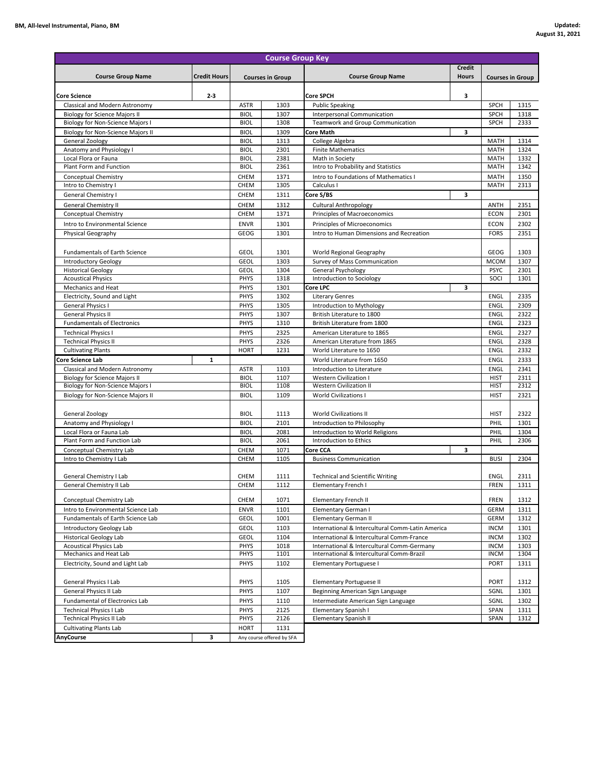BM, All-level Instrumental, Piano, BM

Updated: August 31, 2021

## Course Group Key

| Course Group Name | Credit Hours | Courses in Group | | Course Group Name | Credit Hours | Courses in Group | |
|---|---|---|---|---|---|---|---|
| **Core Science** | **2-3** | | | **Core SPCH** | **3** | | |
| Classical and Modern Astronomy | | ASTR | 1303 | Public Speaking | | SPCH | 1315 |
| Biology for Science Majors II | | BIOL | 1307 | Interpersonal Communication | | SPCH | 1318 |
| Biology for Non-Science Majors I | | BIOL | 1308 | Teamwork and Group Communication | | SPCH | 2333 |
| Biology for Non-Science Majors II | | BIOL | 1309 | **Core Math** | **3** | | |
| General Zoology | | BIOL | 1313 | College Algebra | | MATH | 1314 |
| Anatomy and Physiology I | | BIOL | 2301 | Finite Mathematics | | MATH | 1324 |
| Local Flora or Fauna | | BIOL | 2381 | Math in Society | | MATH | 1332 |
| Plant Form and Function | | BIOL | 2361 | Intro to Probability and Statistics | | MATH | 1342 |
| Conceptual Chemistry | | CHEM | 1371 | Intro to Foundations of Mathematics I | | MATH | 1350 |
| Intro to Chemistry I | | CHEM | 1305 | Calculus I | | MATH | 2313 |
| General Chemistry I | | CHEM | 1311 | **Core S/BS** | **3** | | |
| General Chemistry II | | CHEM | 1312 | Cultural Anthropology | | ANTH | 2351 |
| Conceptual Chemistry | | CHEM | 1371 | Principles of Macroeconomics | | ECON | 2301 |
| Intro to Environmental Science | | ENVR | 1301 | Principles of Microeconomics | | ECON | 2302 |
| Physical Geography | | GEOG | 1301 | Intro to Human Dimensions and Recreation | | FORS | 2351 |
| Fundamentals of Earth Science | | GEOL | 1301 | World Regional Geography | | GEOG | 1303 |
| Introductory Geology | | GEOL | 1303 | Survey of Mass Communication | | MCOM | 1307 |
| Historical Geology | | GEOL | 1304 | General Psychology | | PSYC | 2301 |
| Acoustical Physics | | PHYS | 1318 | Introduction to Sociology | | SOCI | 1301 |
| Mechanics and Heat | | PHYS | 1301 | **Core LPC** | **3** | | |
| Electricity, Sound and Light | | PHYS | 1302 | Literary Genres | | ENGL | 2335 |
| General Physics I | | PHYS | 1305 | Introduction to Mythology | | ENGL | 2309 |
| General Physics II | | PHYS | 1307 | British Literature to 1800 | | ENGL | 2322 |
| Fundamentals of Electronics | | PHYS | 1310 | British Literature from 1800 | | ENGL | 2323 |
| Technical Physics I | | PHYS | 2325 | American Literature to 1865 | | ENGL | 2327 |
| Technical Physics II | | PHYS | 2326 | American Literature from 1865 | | ENGL | 2328 |
| Cultivating Plants | | HORT | 1231 | World Literature to 1650 | | ENGL | 2332 |
| **Core Science Lab** | **1** | | | World Literature from 1650 | | ENGL | 2333 |
| Classical and Modern Astronomy | | ASTR | 1103 | Introduction to Literature | | ENGL | 2341 |
| Biology for Science Majors II | | BIOL | 1107 | Western Civilization I | | HIST | 2311 |
| Biology for Non-Science Majors I | | BIOL | 1108 | Western Civilization II | | HIST | 2312 |
| Biology for Non-Science Majors II | | BIOL | 1109 | World Civilizations I | | HIST | 2321 |
| General Zoology | | BIOL | 1113 | World Civilizations II | | HIST | 2322 |
| Anatomy and Physiology I | | BIOL | 2101 | Introduction to Philosophy | | PHIL | 1301 |
| Local Flora or Fauna Lab | | BIOL | 2081 | Introduction to World Religions | | PHIL | 1304 |
| Plant Form and Function Lab | | BIOL | 2061 | Introduction to Ethics | | PHIL | 2306 |
| Conceptual Chemistry Lab | | CHEM | 1071 | **Core CCA** | **3** | | |
| Intro to Chemistry I Lab | | CHEM | 1105 | Business Communication | | BUSI | 2304 |
| General Chemistry I Lab | | CHEM | 1111 | Technical and Scientific Writing | | ENGL | 2311 |
| General Chemistry II Lab | | CHEM | 1112 | Elementary French I | | FREN | 1311 |
| Conceptual Chemistry Lab | | CHEM | 1071 | Elementary French II | | FREN | 1312 |
| Intro to Environmental Science Lab | | ENVR | 1101 | Elementary German I | | GERM | 1311 |
| Fundamentals of Earth Science Lab | | GEOL | 1001 | Elementary German II | | GERM | 1312 |
| Introductory Geology Lab | | GEOL | 1103 | International & Intercultural Comm-Latin America | | INCM | 1301 |
| Historical Geology Lab | | GEOL | 1104 | International & Intercultural Comm-France | | INCM | 1302 |
| Acoustical Physics Lab | | PHYS | 1018 | International & Intercultural Comm-Germany | | INCM | 1303 |
| Mechanics and Heat Lab | | PHYS | 1101 | International & Intercultural Comm-Brazil | | INCM | 1304 |
| Electricity, Sound and Light Lab | | PHYS | 1102 | Elementary Portuguese I | | PORT | 1311 |
| General Physics I Lab | | PHYS | 1105 | Elementary Portuguese II | | PORT | 1312 |
| General Physics II Lab | | PHYS | 1107 | Beginning American Sign Language | | SGNL | 1301 |
| Fundamental of Electronics Lab | | PHYS | 1110 | Intermediate American Sign Language | | SGNL | 1302 |
| Technical Physics I Lab | | PHYS | 2125 | Elementary Spanish I | | SPAN | 1311 |
| Technical Physics II Lab | | PHYS | 2126 | Elementary Spanish II | | SPAN | 1312 |
| Cultivating Plants Lab | | HORT | 1131 | | | | |
| **AnyCourse** | **3** | Any course offered by SFA | | | | | |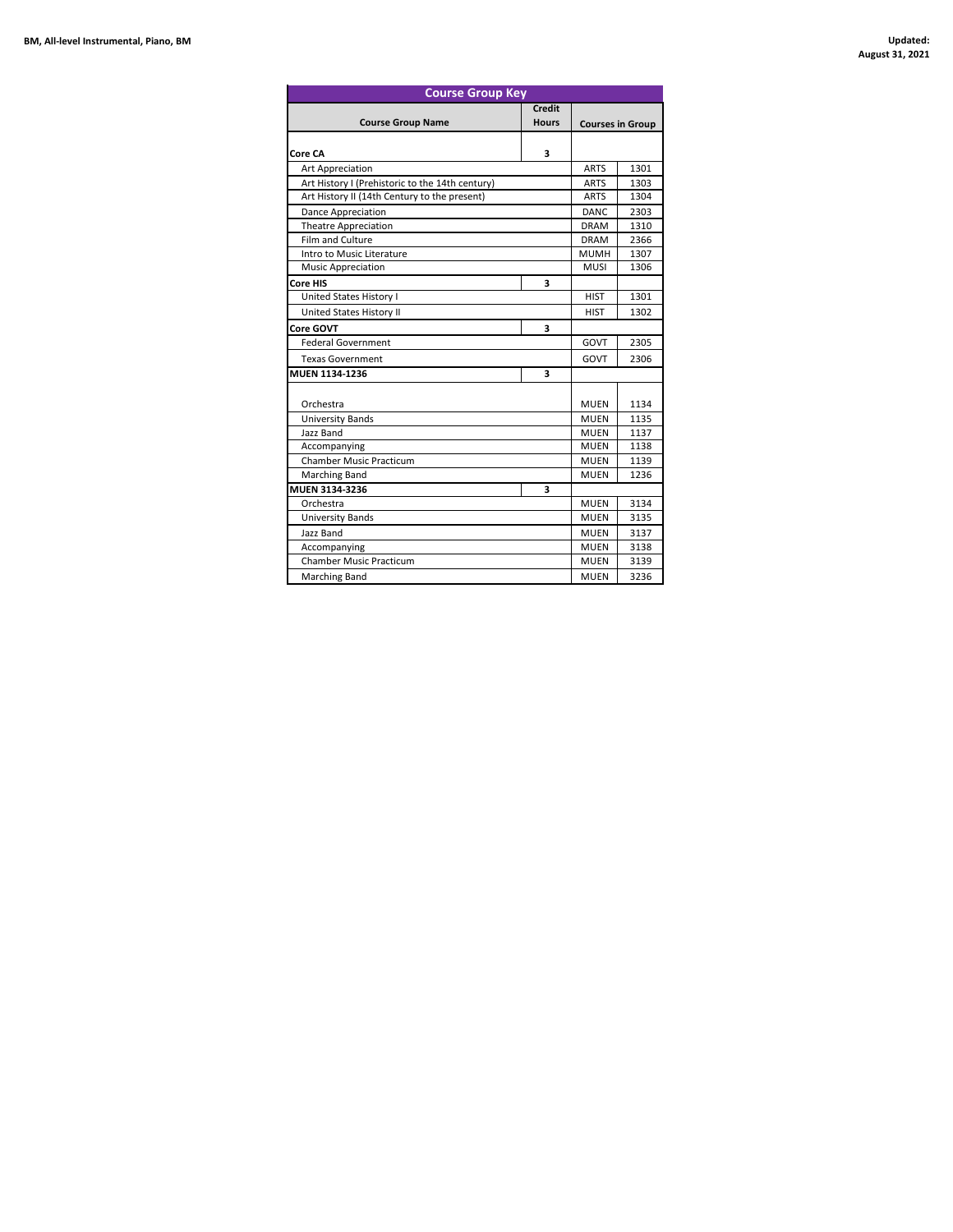## Course Group Key

| Course Group Name | Credit Hours | Courses in Group | |
|---|---|---|---|
| **Core CA** | **3** | | |
| Art Appreciation | | ARTS | 1301 |
| Art History I (Prehistoric to the 14th century) | | ARTS | 1303 |
| Art History II (14th Century to the present) | | ARTS | 1304 |
| Dance Appreciation | | DANC | 2303 |
| Theatre Appreciation | | DRAM | 1310 |
| Film and Culture | | DRAM | 2366 |
| Intro to Music Literature | | MUMH | 1307 |
| Music Appreciation | | MUSI | 1306 |
| **Core HIS** | **3** | | |
| United States History I | | HIST | 1301 |
| United States History II | | HIST | 1302 |
| **Core GOVT** | **3** | | |
| Federal Government | | GOVT | 2305 |
| Texas Government | | GOVT | 2306 |
| **MUEN 1134-1236** | **3** | | |
| Orchestra | | MUEN | 1134 |
| University Bands | | MUEN | 1135 |
| Jazz Band | | MUEN | 1137 |
| Accompanying | | MUEN | 1138 |
| Chamber Music Practicum | | MUEN | 1139 |
| Marching Band | | MUEN | 1236 |
| **MUEN 3134-3236** | **3** | | |
| Orchestra | | MUEN | 3134 |
| University Bands | | MUEN | 3135 |
| Jazz Band | | MUEN | 3137 |
| Accompanying | | MUEN | 3138 |
| Chamber Music Practicum | | MUEN | 3139 |
| Marching Band | | MUEN | 3236 |